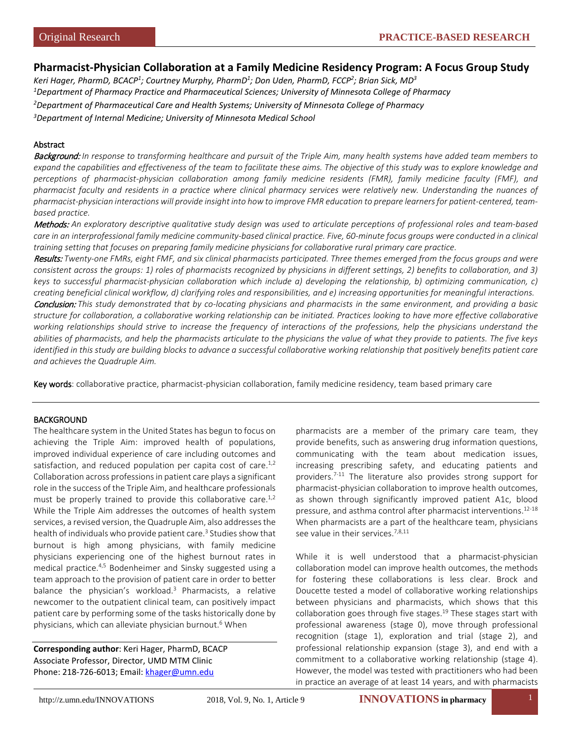Original Research

PRACTICE-BASED RESEARCH

# Pharmacist-Physician Collaboration at a Family Medicine Residency Program: A Focus Group Study

*Keri Hager, PharmD, BCACP[1]; Courtney Murphy, PharmD[1]; Don Uden, PharmD, FCCP[2]; Brian Sick, MD[3]*

*[1]Department of Pharmacy Practice and Pharmaceutical Sciences; University of Minnesota College of Pharmacy*

*[2]Department of Pharmaceutical Care and Health Systems; University of Minnesota College of Pharmacy*

*[3]Department of Internal Medicine; University of Minnesota Medical School*

## Abstract

***Background:*** *In response to transforming healthcare and pursuit of the Triple Aim, many health systems have added team members to expand the capabilities and effectiveness of the team to facilitate these aims. The objective of this study was to explore knowledge and perceptions of pharmacist-physician collaboration among family medicine residents (FMR), family medicine faculty (FMF), and pharmacist faculty and residents in a practice where clinical pharmacy services were relatively new. Understanding the nuances of pharmacist-physician interactions will provide insight into how to improve FMR education to prepare learners for patient-centered, team-based practice.*

***Methods:*** *An exploratory descriptive qualitative study design was used to articulate perceptions of professional roles and team-based care in an interprofessional family medicine community-based clinical practice. Five, 60-minute focus groups were conducted in a clinical training setting that focuses on preparing family medicine physicians for collaborative rural primary care practice.*

***Results:*** *Twenty-one FMRs, eight FMF, and six clinical pharmacists participated. Three themes emerged from the focus groups and were consistent across the groups: 1) roles of pharmacists recognized by physicians in different settings, 2) benefits to collaboration, and 3) keys to successful pharmacist-physician collaboration which include a) developing the relationship, b) optimizing communication, c) creating beneficial clinical workflow, d) clarifying roles and responsibilities, and e) increasing opportunities for meaningful interactions.*

***Conclusion:*** *This study demonstrated that by co-locating physicians and pharmacists in the same environment, and providing a basic structure for collaboration, a collaborative working relationship can be initiated. Practices looking to have more effective collaborative working relationships should strive to increase the frequency of interactions of the professions, help the physicians understand the abilities of pharmacists, and help the pharmacists articulate to the physicians the value of what they provide to patients. The five keys identified in this study are building blocks to advance a successful collaborative working relationship that positively benefits patient care and achieves the Quadruple Aim.*

**Key words**: collaborative practice, pharmacist-physician collaboration, family medicine residency, team based primary care

## BACKGROUND

The healthcare system in the United States has begun to focus on achieving the Triple Aim: improved health of populations, improved individual experience of care including outcomes and satisfaction, and reduced population per capita cost of care.[1,2] Collaboration across professions in patient care plays a significant role in the success of the Triple Aim, and healthcare professionals must be properly trained to provide this collaborative care.[1,2] While the Triple Aim addresses the outcomes of health system services, a revised version, the Quadruple Aim, also addresses the health of individuals who provide patient care.[3] Studies show that burnout is high among physicians, with family medicine physicians experiencing one of the highest burnout rates in medical practice.[4,5] Bodenheimer and Sinsky suggested using a team approach to the provision of patient care in order to better balance the physician's workload.[3] Pharmacists, a relative newcomer to the outpatient clinical team, can positively impact patient care by performing some of the tasks historically done by physicians, which can alleviate physician burnout.[6] When pharmacists are a member of the primary care team, they provide benefits, such as answering drug information questions, communicating with the team about medication issues, increasing prescribing safety, and educating patients and providers.[7-11] The literature also provides strong support for pharmacist-physician collaboration to improve health outcomes, as shown through significantly improved patient A1c, blood pressure, and asthma control after pharmacist interventions.[12-18] When pharmacists are a part of the healthcare team, physicians see value in their services.[7,8,11]

While it is well understood that a pharmacist-physician collaboration model can improve health outcomes, the methods for fostering these collaborations is less clear. Brock and Doucette tested a model of collaborative working relationships between physicians and pharmacists, which shows that this collaboration goes through five stages.[19] These stages start with professional awareness (stage 0), move through professional recognition (stage 1), exploration and trial (stage 2), and professional relationship expansion (stage 3), and end with a commitment to a collaborative working relationship (stage 4). However, the model was tested with practitioners who had been in practice an average of at least 14 years, and with pharmacists

**Corresponding author**: Keri Hager, PharmD, BCACP
Associate Professor, Director, UMD MTM Clinic
Phone: 218-726-6013; Email: khager@umn.edu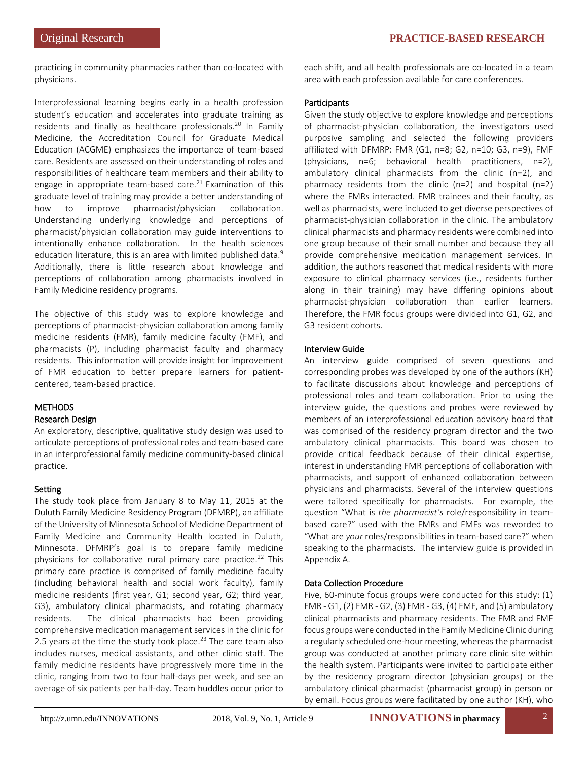practicing in community pharmacies rather than co-located with physicians.

Interprofessional learning begins early in a health profession student's education and accelerates into graduate training as residents and finally as healthcare professionals.[20] In Family Medicine, the Accreditation Council for Graduate Medical Education (ACGME) emphasizes the importance of team-based care. Residents are assessed on their understanding of roles and responsibilities of healthcare team members and their ability to engage in appropriate team-based care.[21] Examination of this graduate level of training may provide a better understanding of how to improve pharmacist/physician collaboration. Understanding underlying knowledge and perceptions of pharmacist/physician collaboration may guide interventions to intentionally enhance collaboration. In the health sciences education literature, this is an area with limited published data.[9] Additionally, there is little research about knowledge and perceptions of collaboration among pharmacists involved in Family Medicine residency programs.

The objective of this study was to explore knowledge and perceptions of pharmacist-physician collaboration among family medicine residents (FMR), family medicine faculty (FMF), and pharmacists (P), including pharmacist faculty and pharmacy residents. This information will provide insight for improvement of FMR education to better prepare learners for patient-centered, team-based practice.

## METHODS

### Research Design

An exploratory, descriptive, qualitative study design was used to articulate perceptions of professional roles and team-based care in an interprofessional family medicine community-based clinical practice.

### Setting

The study took place from January 8 to May 11, 2015 at the Duluth Family Medicine Residency Program (DFMRP), an affiliate of the University of Minnesota School of Medicine Department of Family Medicine and Community Health located in Duluth, Minnesota. DFMRP's goal is to prepare family medicine physicians for collaborative rural primary care practice.[22] This primary care practice is comprised of family medicine faculty (including behavioral health and social work faculty), family medicine residents (first year, G1; second year, G2; third year, G3), ambulatory clinical pharmacists, and rotating pharmacy residents. The clinical pharmacists had been providing comprehensive medication management services in the clinic for 2.5 years at the time the study took place.[23] The care team also includes nurses, medical assistants, and other clinic staff. The family medicine residents have progressively more time in the clinic, ranging from two to four half-days per week, and see an average of six patients per half-day. Team huddles occur prior to each shift, and all health professionals are co-located in a team area with each profession available for care conferences.

### Participants

Given the study objective to explore knowledge and perceptions of pharmacist-physician collaboration, the investigators used purposive sampling and selected the following providers affiliated with DFMRP: FMR (G1, n=8; G2, n=10; G3, n=9), FMF (physicians, n=6; behavioral health practitioners, n=2), ambulatory clinical pharmacists from the clinic (n=2), and pharmacy residents from the clinic (n=2) and hospital (n=2) where the FMRs interacted. FMR trainees and their faculty, as well as pharmacists, were included to get diverse perspectives of pharmacist-physician collaboration in the clinic. The ambulatory clinical pharmacists and pharmacy residents were combined into one group because of their small number and because they all provide comprehensive medication management services. In addition, the authors reasoned that medical residents with more exposure to clinical pharmacy services (i.e., residents further along in their training) may have differing opinions about pharmacist-physician collaboration than earlier learners. Therefore, the FMR focus groups were divided into G1, G2, and G3 resident cohorts.

### Interview Guide

An interview guide comprised of seven questions and corresponding probes was developed by one of the authors (KH) to facilitate discussions about knowledge and perceptions of professional roles and team collaboration. Prior to using the interview guide, the questions and probes were reviewed by members of an interprofessional education advisory board that was comprised of the residency program director and the two ambulatory clinical pharmacists. This board was chosen to provide critical feedback because of their clinical expertise, interest in understanding FMR perceptions of collaboration with pharmacists, and support of enhanced collaboration between physicians and pharmacists. Several of the interview questions were tailored specifically for pharmacists. For example, the question "What is *the pharmacist's* role/responsibility in team-based care?" used with the FMRs and FMFs was reworded to "What are *your* roles/responsibilities in team-based care?" when speaking to the pharmacists. The interview guide is provided in Appendix A.

### Data Collection Procedure

Five, 60-minute focus groups were conducted for this study: (1) FMR - G1, (2) FMR - G2, (3) FMR - G3, (4) FMF, and (5) ambulatory clinical pharmacists and pharmacy residents. The FMR and FMF focus groups were conducted in the Family Medicine Clinic during a regularly scheduled one-hour meeting, whereas the pharmacist group was conducted at another primary care clinic site within the health system. Participants were invited to participate either by the residency program director (physician groups) or the ambulatory clinical pharmacist (pharmacist group) in person or by email. Focus groups were facilitated by one author (KH), who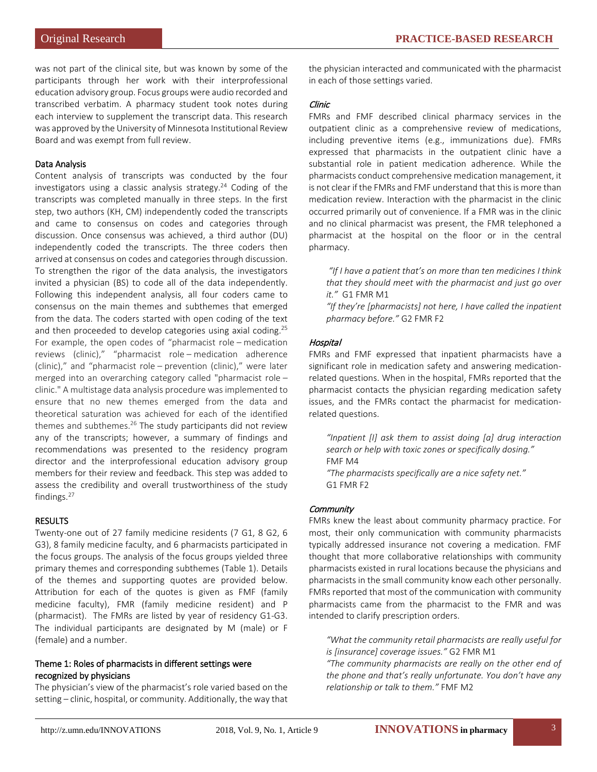was not part of the clinical site, but was known by some of the participants through her work with their interprofessional education advisory group. Focus groups were audio recorded and transcribed verbatim. A pharmacy student took notes during each interview to supplement the transcript data. This research was approved by the University of Minnesota Institutional Review Board and was exempt from full review.

### Data Analysis

Content analysis of transcripts was conducted by the four investigators using a classic analysis strategy.[24] Coding of the transcripts was completed manually in three steps. In the first step, two authors (KH, CM) independently coded the transcripts and came to consensus on codes and categories through discussion. Once consensus was achieved, a third author (DU) independently coded the transcripts. The three coders then arrived at consensus on codes and categories through discussion. To strengthen the rigor of the data analysis, the investigators invited a physician (BS) to code all of the data independently. Following this independent analysis, all four coders came to consensus on the main themes and subthemes that emerged from the data. The coders started with open coding of the text and then proceeded to develop categories using axial coding.[25] For example, the open codes of "pharmacist role – medication reviews (clinic)," "pharmacist role – medication adherence (clinic)," and "pharmacist role – prevention (clinic)," were later merged into an overarching category called "pharmacist role – clinic." A multistage data analysis procedure was implemented to ensure that no new themes emerged from the data and theoretical saturation was achieved for each of the identified themes and subthemes.[26] The study participants did not review any of the transcripts; however, a summary of findings and recommendations was presented to the residency program director and the interprofessional education advisory group members for their review and feedback. This step was added to assess the credibility and overall trustworthiness of the study findings.[27]

## RESULTS

Twenty-one out of 27 family medicine residents (7 G1, 8 G2, 6 G3), 8 family medicine faculty, and 6 pharmacists participated in the focus groups. The analysis of the focus groups yielded three primary themes and corresponding subthemes (Table 1). Details of the themes and supporting quotes are provided below. Attribution for each of the quotes is given as FMF (family medicine faculty), FMR (family medicine resident) and P (pharmacist). The FMRs are listed by year of residency G1-G3. The individual participants are designated by M (male) or F (female) and a number.

### Theme 1: Roles of pharmacists in different settings were recognized by physicians

The physician's view of the pharmacist's role varied based on the setting – clinic, hospital, or community. Additionally, the way that the physician interacted and communicated with the pharmacist in each of those settings varied.

#### *Clinic*

FMRs and FMF described clinical pharmacy services in the outpatient clinic as a comprehensive review of medications, including preventive items (e.g., immunizations due). FMRs expressed that pharmacists in the outpatient clinic have a substantial role in patient medication adherence. While the pharmacists conduct comprehensive medication management, it is not clear if the FMRs and FMF understand that this is more than medication review. Interaction with the pharmacist in the clinic occurred primarily out of convenience. If a FMR was in the clinic and no clinical pharmacist was present, the FMR telephoned a pharmacist at the hospital on the floor or in the central pharmacy.

> *"If I have a patient that's on more than ten medicines I think that they should meet with the pharmacist and just go over it."* G1 FMR M1
>
> *"If they're [pharmacists] not here, I have called the inpatient pharmacy before."* G2 FMR F2

#### *Hospital*

FMRs and FMF expressed that inpatient pharmacists have a significant role in medication safety and answering medication-related questions. When in the hospital, FMRs reported that the pharmacist contacts the physician regarding medication safety issues, and the FMRs contact the pharmacist for medication-related questions.

> *"Inpatient [I] ask them to assist doing [a] drug interaction search or help with toxic zones or specifically dosing."* FMF M4
>
> *"The pharmacists specifically are a nice safety net."* G1 FMR F2

#### *Community*

FMRs knew the least about community pharmacy practice. For most, their only communication with community pharmacists typically addressed insurance not covering a medication. FMF thought that more collaborative relationships with community pharmacists existed in rural locations because the physicians and pharmacists in the small community know each other personally. FMRs reported that most of the communication with community pharmacists came from the pharmacist to the FMR and was intended to clarify prescription orders.

> *"What the community retail pharmacists are really useful for is [insurance] coverage issues."* G2 FMR M1
>
> *"The community pharmacists are really on the other end of the phone and that's really unfortunate. You don't have any relationship or talk to them."* FMF M2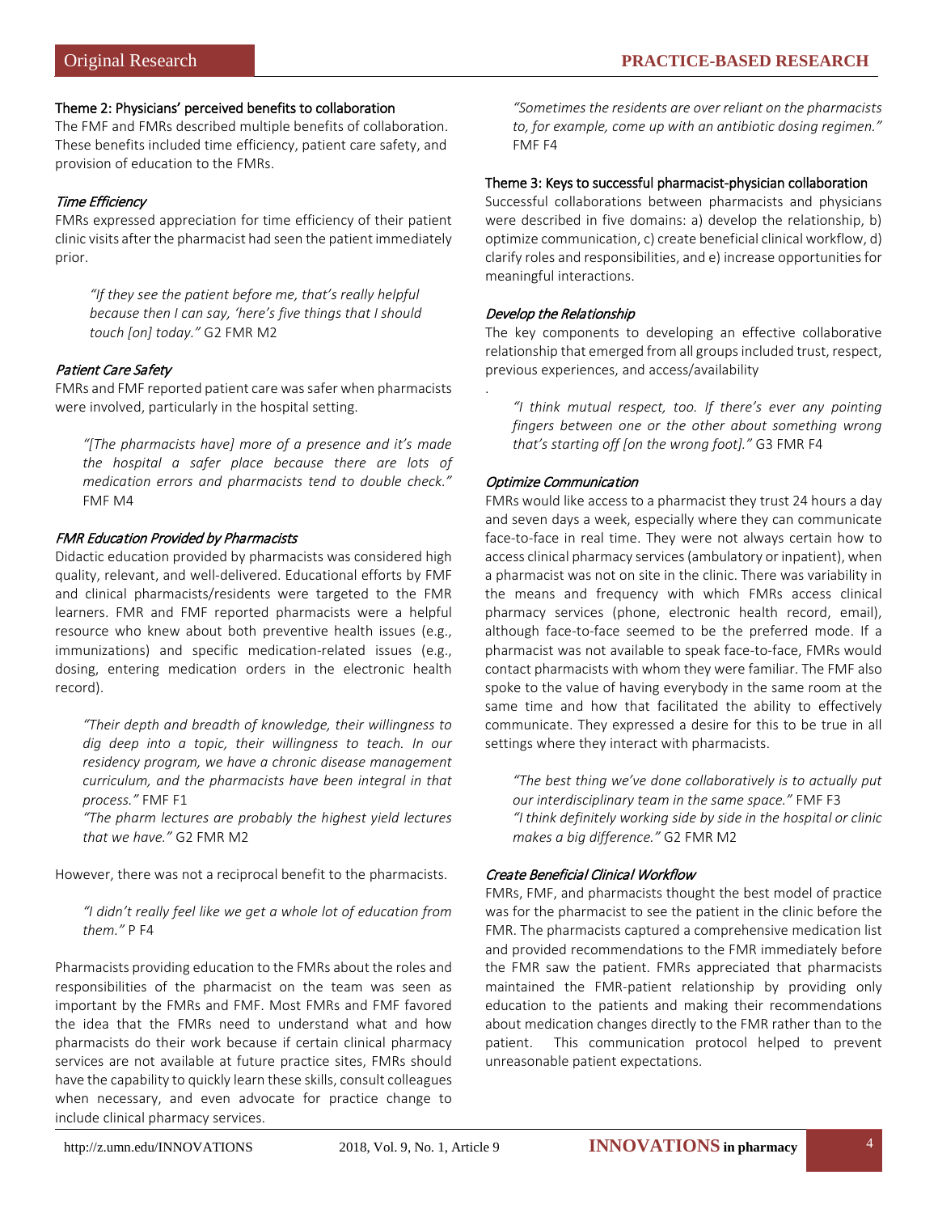### Theme 2: Physicians' perceived benefits to collaboration

The FMF and FMRs described multiple benefits of collaboration. These benefits included time efficiency, patient care safety, and provision of education to the FMRs.

#### *Time Efficiency*

FMRs expressed appreciation for time efficiency of their patient clinic visits after the pharmacist had seen the patient immediately prior.

> *"If they see the patient before me, that's really helpful because then I can say, 'here's five things that I should touch [on] today."* G2 FMR M2

#### *Patient Care Safety*

FMRs and FMF reported patient care was safer when pharmacists were involved, particularly in the hospital setting.

> *"[The pharmacists have] more of a presence and it's made the hospital a safer place because there are lots of medication errors and pharmacists tend to double check."* FMF M4

#### *FMR Education Provided by Pharmacists*

Didactic education provided by pharmacists was considered high quality, relevant, and well-delivered. Educational efforts by FMF and clinical pharmacists/residents were targeted to the FMR learners. FMR and FMF reported pharmacists were a helpful resource who knew about both preventive health issues (e.g., immunizations) and specific medication-related issues (e.g., dosing, entering medication orders in the electronic health record).

> *"Their depth and breadth of knowledge, their willingness to dig deep into a topic, their willingness to teach. In our residency program, we have a chronic disease management curriculum, and the pharmacists have been integral in that process."* FMF F1
>
> *"The pharm lectures are probably the highest yield lectures that we have."* G2 FMR M2

However, there was not a reciprocal benefit to the pharmacists.

> *"I didn't really feel like we get a whole lot of education from them."* P F4

Pharmacists providing education to the FMRs about the roles and responsibilities of the pharmacist on the team was seen as important by the FMRs and FMF. Most FMRs and FMF favored the idea that the FMRs need to understand what and how pharmacists do their work because if certain clinical pharmacy services are not available at future practice sites, FMRs should have the capability to quickly learn these skills, consult colleagues when necessary, and even advocate for practice change to include clinical pharmacy services.

> *"Sometimes the residents are over reliant on the pharmacists to, for example, come up with an antibiotic dosing regimen."* FMF F4

### Theme 3: Keys to successful pharmacist-physician collaboration

Successful collaborations between pharmacists and physicians were described in five domains: a) develop the relationship, b) optimize communication, c) create beneficial clinical workflow, d) clarify roles and responsibilities, and e) increase opportunities for meaningful interactions.

#### *Develop the Relationship*

The key components to developing an effective collaborative relationship that emerged from all groups included trust, respect, previous experiences, and access/availability

.

> *"I think mutual respect, too. If there's ever any pointing fingers between one or the other about something wrong that's starting off [on the wrong foot]."* G3 FMR F4

#### *Optimize Communication*

FMRs would like access to a pharmacist they trust 24 hours a day and seven days a week, especially where they can communicate face-to-face in real time. They were not always certain how to access clinical pharmacy services (ambulatory or inpatient), when a pharmacist was not on site in the clinic. There was variability in the means and frequency with which FMRs access clinical pharmacy services (phone, electronic health record, email), although face-to-face seemed to be the preferred mode. If a pharmacist was not available to speak face-to-face, FMRs would contact pharmacists with whom they were familiar. The FMF also spoke to the value of having everybody in the same room at the same time and how that facilitated the ability to effectively communicate. They expressed a desire for this to be true in all settings where they interact with pharmacists.

> *"The best thing we've done collaboratively is to actually put our interdisciplinary team in the same space."* FMF F3
>
> *"I think definitely working side by side in the hospital or clinic makes a big difference."* G2 FMR M2

#### *Create Beneficial Clinical Workflow*

FMRs, FMF, and pharmacists thought the best model of practice was for the pharmacist to see the patient in the clinic before the FMR. The pharmacists captured a comprehensive medication list and provided recommendations to the FMR immediately before the FMR saw the patient. FMRs appreciated that pharmacists maintained the FMR-patient relationship by providing only education to the patients and making their recommendations about medication changes directly to the FMR rather than to the patient. This communication protocol helped to prevent unreasonable patient expectations.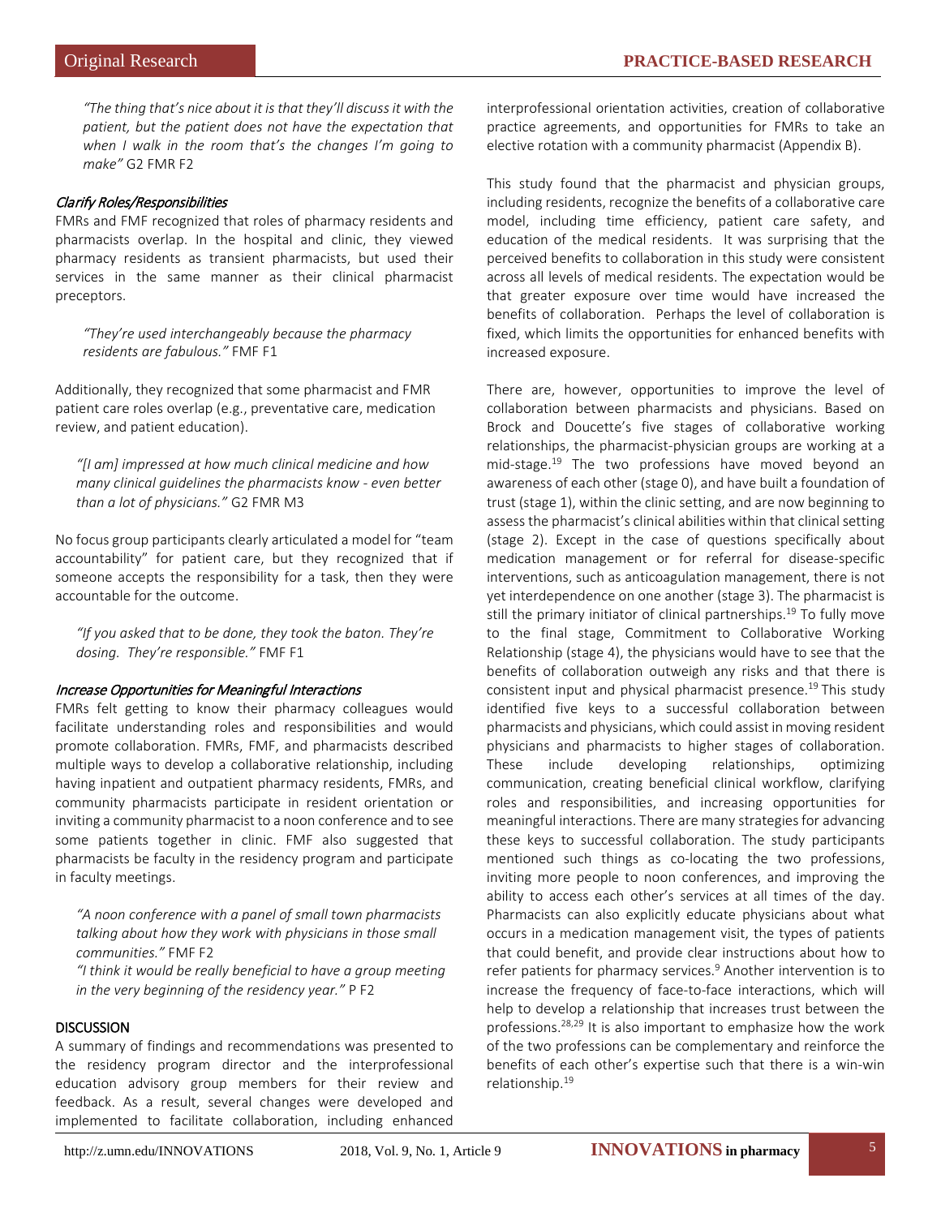*"The thing that's nice about it is that they'll discuss it with the patient, but the patient does not have the expectation that when I walk in the room that's the changes I'm going to make"* G2 FMR F2

### *Clarify Roles/Responsibilities*

FMRs and FMF recognized that roles of pharmacy residents and pharmacists overlap. In the hospital and clinic, they viewed pharmacy residents as transient pharmacists, but used their services in the same manner as their clinical pharmacist preceptors.

*"They're used interchangeably because the pharmacy residents are fabulous."* FMF F1

Additionally, they recognized that some pharmacist and FMR patient care roles overlap (e.g., preventative care, medication review, and patient education).

*"[I am] impressed at how much clinical medicine and how many clinical guidelines the pharmacists know - even better than a lot of physicians."* G2 FMR M3

No focus group participants clearly articulated a model for "team accountability" for patient care, but they recognized that if someone accepts the responsibility for a task, then they were accountable for the outcome.

*"If you asked that to be done, they took the baton. They're dosing. They're responsible."* FMF F1

### *Increase Opportunities for Meaningful Interactions*

FMRs felt getting to know their pharmacy colleagues would facilitate understanding roles and responsibilities and would promote collaboration. FMRs, FMF, and pharmacists described multiple ways to develop a collaborative relationship, including having inpatient and outpatient pharmacy residents, FMRs, and community pharmacists participate in resident orientation or inviting a community pharmacist to a noon conference and to see some patients together in clinic. FMF also suggested that pharmacists be faculty in the residency program and participate in faculty meetings.

*"A noon conference with a panel of small town pharmacists talking about how they work with physicians in those small communities."* FMF F2

*"I think it would be really beneficial to have a group meeting in the very beginning of the residency year."* P F2

## DISCUSSION

A summary of findings and recommendations was presented to the residency program director and the interprofessional education advisory group members for their review and feedback. As a result, several changes were developed and implemented to facilitate collaboration, including enhanced interprofessional orientation activities, creation of collaborative practice agreements, and opportunities for FMRs to take an elective rotation with a community pharmacist (Appendix B).

This study found that the pharmacist and physician groups, including residents, recognize the benefits of a collaborative care model, including time efficiency, patient care safety, and education of the medical residents. It was surprising that the perceived benefits to collaboration in this study were consistent across all levels of medical residents. The expectation would be that greater exposure over time would have increased the benefits of collaboration. Perhaps the level of collaboration is fixed, which limits the opportunities for enhanced benefits with increased exposure.

There are, however, opportunities to improve the level of collaboration between pharmacists and physicians. Based on Brock and Doucette's five stages of collaborative working relationships, the pharmacist-physician groups are working at a mid-stage.[19] The two professions have moved beyond an awareness of each other (stage 0), and have built a foundation of trust (stage 1), within the clinic setting, and are now beginning to assess the pharmacist's clinical abilities within that clinical setting (stage 2). Except in the case of questions specifically about medication management or for referral for disease-specific interventions, such as anticoagulation management, there is not yet interdependence on one another (stage 3). The pharmacist is still the primary initiator of clinical partnerships.[19] To fully move to the final stage, Commitment to Collaborative Working Relationship (stage 4), the physicians would have to see that the benefits of collaboration outweigh any risks and that there is consistent input and physical pharmacist presence.[19] This study identified five keys to a successful collaboration between pharmacists and physicians, which could assist in moving resident physicians and pharmacists to higher stages of collaboration. These include developing relationships, optimizing communication, creating beneficial clinical workflow, clarifying roles and responsibilities, and increasing opportunities for meaningful interactions. There are many strategies for advancing these keys to successful collaboration. The study participants mentioned such things as co-locating the two professions, inviting more people to noon conferences, and improving the ability to access each other's services at all times of the day. Pharmacists can also explicitly educate physicians about what occurs in a medication management visit, the types of patients that could benefit, and provide clear instructions about how to refer patients for pharmacy services.[9] Another intervention is to increase the frequency of face-to-face interactions, which will help to develop a relationship that increases trust between the professions.[28,29] It is also important to emphasize how the work of the two professions can be complementary and reinforce the benefits of each other's expertise such that there is a win-win relationship.[19]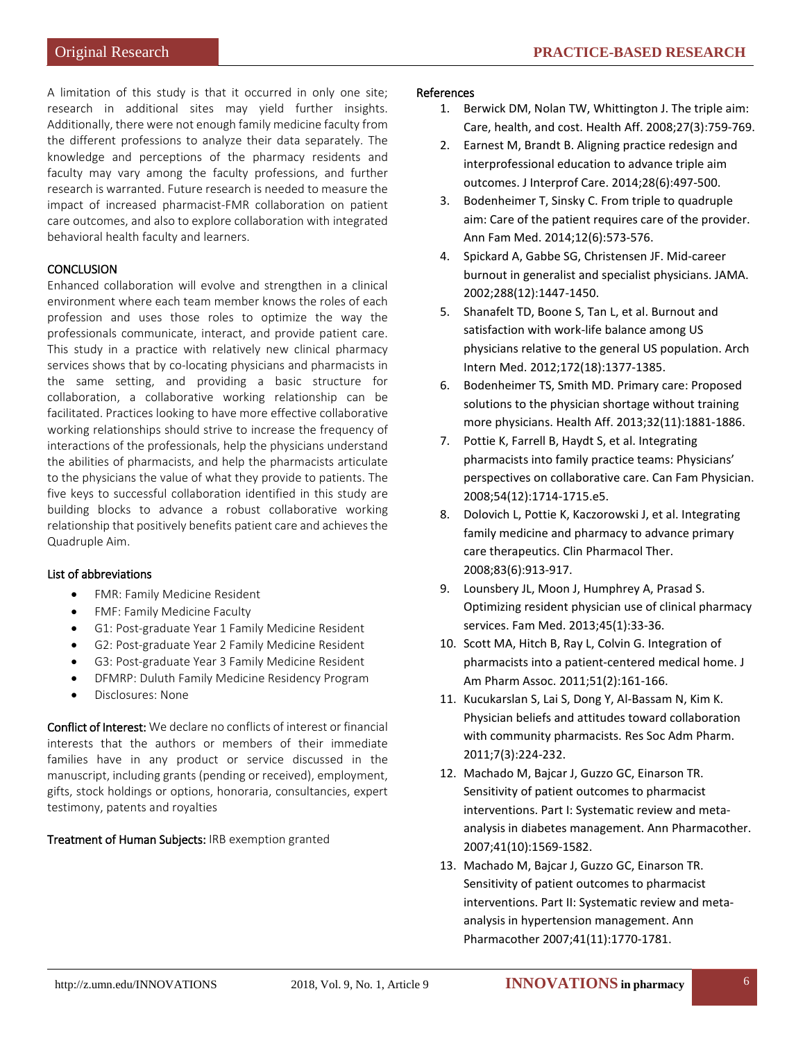A limitation of this study is that it occurred in only one site; research in additional sites may yield further insights. Additionally, there were not enough family medicine faculty from the different professions to analyze their data separately. The knowledge and perceptions of the pharmacy residents and faculty may vary among the faculty professions, and further research is warranted. Future research is needed to measure the impact of increased pharmacist-FMR collaboration on patient care outcomes, and also to explore collaboration with integrated behavioral health faculty and learners.

## CONCLUSION

Enhanced collaboration will evolve and strengthen in a clinical environment where each team member knows the roles of each profession and uses those roles to optimize the way the professionals communicate, interact, and provide patient care. This study in a practice with relatively new clinical pharmacy services shows that by co-locating physicians and pharmacists in the same setting, and providing a basic structure for collaboration, a collaborative working relationship can be facilitated. Practices looking to have more effective collaborative working relationships should strive to increase the frequency of interactions of the professionals, help the physicians understand the abilities of pharmacists, and help the pharmacists articulate to the physicians the value of what they provide to patients. The five keys to successful collaboration identified in this study are building blocks to advance a robust collaborative working relationship that positively benefits patient care and achieves the Quadruple Aim.

### List of abbreviations

- FMR: Family Medicine Resident
- FMF: Family Medicine Faculty
- G1: Post-graduate Year 1 Family Medicine Resident
- G2: Post-graduate Year 2 Family Medicine Resident
- G3: Post-graduate Year 3 Family Medicine Resident
- DFMRP: Duluth Family Medicine Residency Program
- Disclosures: None

**Conflict of Interest:** We declare no conflicts of interest or financial interests that the authors or members of their immediate families have in any product or service discussed in the manuscript, including grants (pending or received), employment, gifts, stock holdings or options, honoraria, consultancies, expert testimony, patents and royalties

**Treatment of Human Subjects:** IRB exemption granted

### References

1. Berwick DM, Nolan TW, Whittington J. The triple aim: Care, health, and cost. Health Aff. 2008;27(3):759-769.
2. Earnest M, Brandt B. Aligning practice redesign and interprofessional education to advance triple aim outcomes. J Interprof Care. 2014;28(6):497-500.
3. Bodenheimer T, Sinsky C. From triple to quadruple aim: Care of the patient requires care of the provider. Ann Fam Med. 2014;12(6):573-576.
4. Spickard A, Gabbe SG, Christensen JF. Mid-career burnout in generalist and specialist physicians. JAMA. 2002;288(12):1447-1450.
5. Shanafelt TD, Boone S, Tan L, et al. Burnout and satisfaction with work-life balance among US physicians relative to the general US population. Arch Intern Med. 2012;172(18):1377-1385.
6. Bodenheimer TS, Smith MD. Primary care: Proposed solutions to the physician shortage without training more physicians. Health Aff. 2013;32(11):1881-1886.
7. Pottie K, Farrell B, Haydt S, et al. Integrating pharmacists into family practice teams: Physicians' perspectives on collaborative care. Can Fam Physician. 2008;54(12):1714-1715.e5.
8. Dolovich L, Pottie K, Kaczorowski J, et al. Integrating family medicine and pharmacy to advance primary care therapeutics. Clin Pharmacol Ther. 2008;83(6):913-917.
9. Lounsbery JL, Moon J, Humphrey A, Prasad S. Optimizing resident physician use of clinical pharmacy services. Fam Med. 2013;45(1):33-36.
10. Scott MA, Hitch B, Ray L, Colvin G. Integration of pharmacists into a patient-centered medical home. J Am Pharm Assoc. 2011;51(2):161-166.
11. Kucukarslan S, Lai S, Dong Y, Al-Bassam N, Kim K. Physician beliefs and attitudes toward collaboration with community pharmacists. Res Soc Adm Pharm. 2011;7(3):224-232.
12. Machado M, Bajcar J, Guzzo GC, Einarson TR. Sensitivity of patient outcomes to pharmacist interventions. Part I: Systematic review and meta-analysis in diabetes management. Ann Pharmacother. 2007;41(10):1569-1582.
13. Machado M, Bajcar J, Guzzo GC, Einarson TR. Sensitivity of patient outcomes to pharmacist interventions. Part II: Systematic review and meta-analysis in hypertension management. Ann Pharmacother 2007;41(11):1770-1781.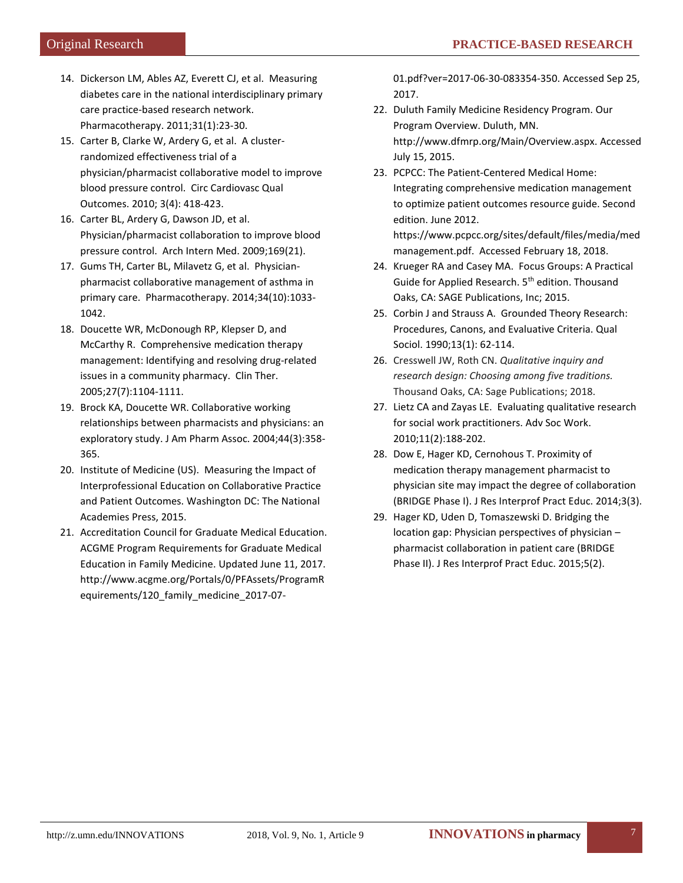14. Dickerson LM, Ables AZ, Everett CJ, et al. Measuring diabetes care in the national interdisciplinary primary care practice-based research network. Pharmacotherapy. 2011;31(1):23-30.
15. Carter B, Clarke W, Ardery G, et al. A cluster-randomized effectiveness trial of a physician/pharmacist collaborative model to improve blood pressure control. Circ Cardiovasc Qual Outcomes. 2010; 3(4): 418-423.
16. Carter BL, Ardery G, Dawson JD, et al. Physician/pharmacist collaboration to improve blood pressure control. Arch Intern Med. 2009;169(21).
17. Gums TH, Carter BL, Milavetz G, et al. Physician-pharmacist collaborative management of asthma in primary care. Pharmacotherapy. 2014;34(10):1033-1042.
18. Doucette WR, McDonough RP, Klepser D, and McCarthy R. Comprehensive medication therapy management: Identifying and resolving drug-related issues in a community pharmacy. Clin Ther. 2005;27(7):1104-1111.
19. Brock KA, Doucette WR. Collaborative working relationships between pharmacists and physicians: an exploratory study. J Am Pharm Assoc. 2004;44(3):358-365.
20. Institute of Medicine (US). Measuring the Impact of Interprofessional Education on Collaborative Practice and Patient Outcomes. Washington DC: The National Academies Press, 2015.
21. Accreditation Council for Graduate Medical Education. ACGME Program Requirements for Graduate Medical Education in Family Medicine. Updated June 11, 2017. http://www.acgme.org/Portals/0/PFAssets/ProgramRequirements/120_family_medicine_2017-07-01.pdf?ver=2017-06-30-083354-350. Accessed Sep 25, 2017.
22. Duluth Family Medicine Residency Program. Our Program Overview. Duluth, MN. http://www.dfmrp.org/Main/Overview.aspx. Accessed July 15, 2015.
23. PCPCC: The Patient-Centered Medical Home: Integrating comprehensive medication management to optimize patient outcomes resource guide. Second edition. June 2012. https://www.pcpcc.org/sites/default/files/media/medmanagement.pdf. Accessed February 18, 2018.
24. Krueger RA and Casey MA. Focus Groups: A Practical Guide for Applied Research. 5th edition. Thousand Oaks, CA: SAGE Publications, Inc; 2015.
25. Corbin J and Strauss A. Grounded Theory Research: Procedures, Canons, and Evaluative Criteria. Qual Sociol. 1990;13(1): 62-114.
26. Cresswell JW, Roth CN. *Qualitative inquiry and research design: Choosing among five traditions.* Thousand Oaks, CA: Sage Publications; 2018.
27. Lietz CA and Zayas LE. Evaluating qualitative research for social work practitioners. Adv Soc Work. 2010;11(2):188-202.
28. Dow E, Hager KD, Cernohous T. Proximity of medication therapy management pharmacist to physician site may impact the degree of collaboration (BRIDGE Phase I). J Res Interprof Pract Educ. 2014;3(3).
29. Hager KD, Uden D, Tomaszewski D. Bridging the location gap: Physician perspectives of physician – pharmacist collaboration in patient care (BRIDGE Phase II). J Res Interprof Pract Educ. 2015;5(2).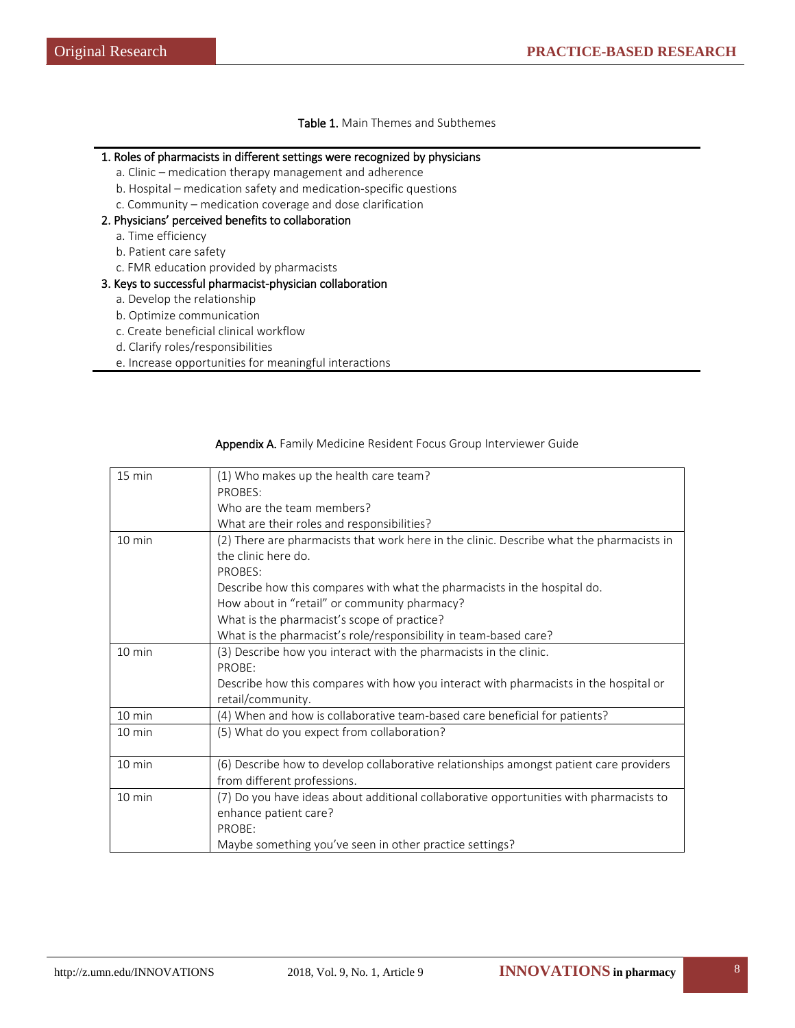**Table 1.** Main Themes and Subthemes

1. Roles of pharmacists in different settings were recognized by physicians
   - a. Clinic – medication therapy management and adherence
   - b. Hospital – medication safety and medication-specific questions
   - c. Community – medication coverage and dose clarification
2. Physicians' perceived benefits to collaboration
   - a. Time efficiency
   - b. Patient care safety
   - c. FMR education provided by pharmacists
3. Keys to successful pharmacist-physician collaboration
   - a. Develop the relationship
   - b. Optimize communication
   - c. Create beneficial clinical workflow
   - d. Clarify roles/responsibilities
   - e. Increase opportunities for meaningful interactions

**Appendix A.** Family Medicine Resident Focus Group Interviewer Guide

| | |
|---|---|
| 15 min | (1) Who makes up the health care team?<br>PROBES:<br>Who are the team members?<br>What are their roles and responsibilities? |
| 10 min | (2) There are pharmacists that work here in the clinic. Describe what the pharmacists in the clinic here do.<br>PROBES:<br>Describe how this compares with what the pharmacists in the hospital do.<br>How about in "retail" or community pharmacy?<br>What is the pharmacist's scope of practice?<br>What is the pharmacist's role/responsibility in team-based care? |
| 10 min | (3) Describe how you interact with the pharmacists in the clinic.<br>PROBE:<br>Describe how this compares with how you interact with pharmacists in the hospital or retail/community. |
| 10 min | (4) When and how is collaborative team-based care beneficial for patients? |
| 10 min | (5) What do you expect from collaboration? |
| 10 min | (6) Describe how to develop collaborative relationships amongst patient care providers from different professions. |
| 10 min | (7) Do you have ideas about additional collaborative opportunities with pharmacists to enhance patient care?<br>PROBE:<br>Maybe something you've seen in other practice settings? |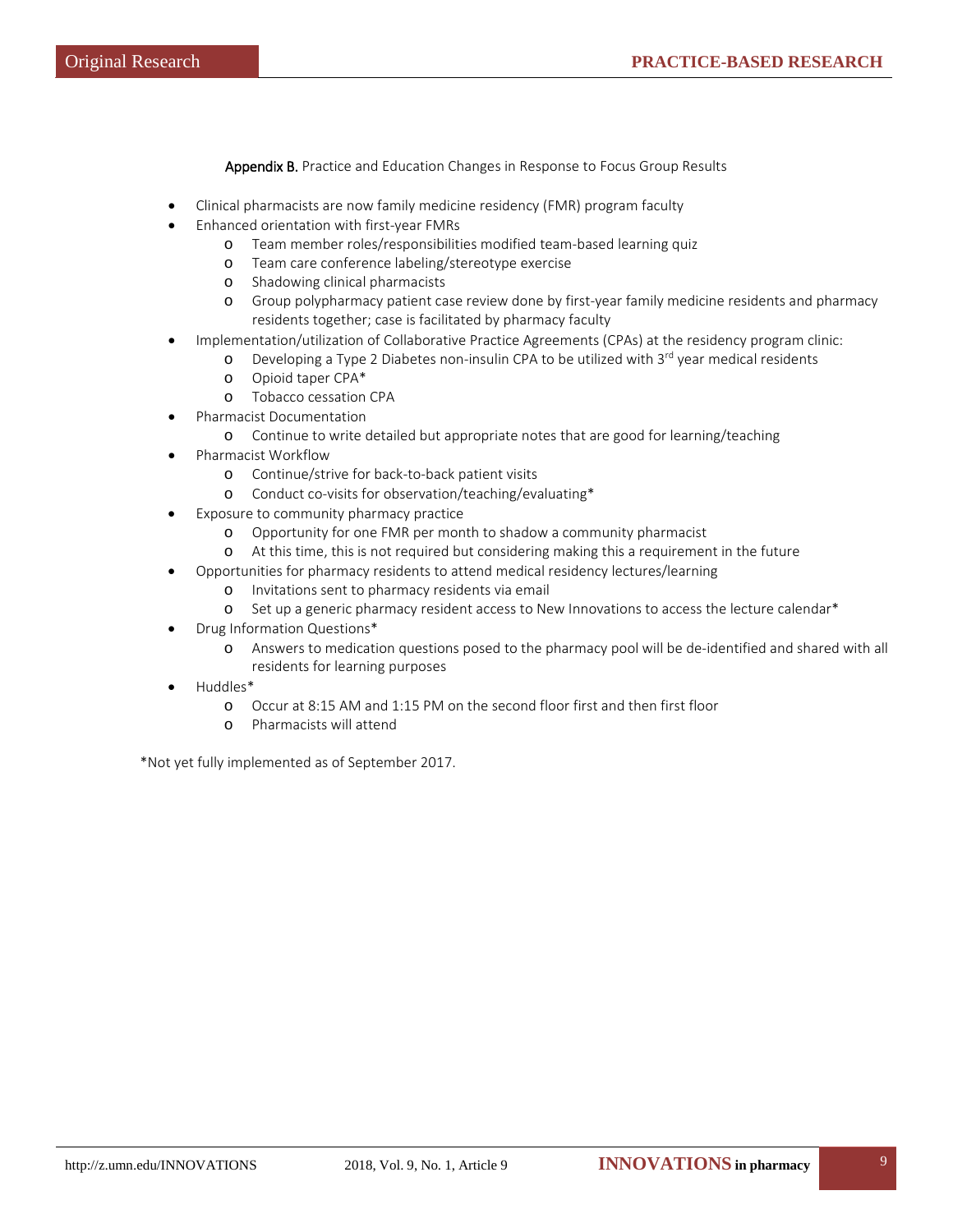**Appendix B.** Practice and Education Changes in Response to Focus Group Results

- Clinical pharmacists are now family medicine residency (FMR) program faculty
- Enhanced orientation with first-year FMRs
    - Team member roles/responsibilities modified team-based learning quiz
    - Team care conference labeling/stereotype exercise
    - Shadowing clinical pharmacists
    - Group polypharmacy patient case review done by first-year family medicine residents and pharmacy residents together; case is facilitated by pharmacy faculty
- Implementation/utilization of Collaborative Practice Agreements (CPAs) at the residency program clinic:
    - Developing a Type 2 Diabetes non-insulin CPA to be utilized with 3rd year medical residents
    - Opioid taper CPA*
    - Tobacco cessation CPA
- Pharmacist Documentation
    - Continue to write detailed but appropriate notes that are good for learning/teaching
- Pharmacist Workflow
    - Continue/strive for back-to-back patient visits
    - Conduct co-visits for observation/teaching/evaluating*
- Exposure to community pharmacy practice
    - Opportunity for one FMR per month to shadow a community pharmacist
    - At this time, this is not required but considering making this a requirement in the future
- Opportunities for pharmacy residents to attend medical residency lectures/learning
    - Invitations sent to pharmacy residents via email
    - Set up a generic pharmacy resident access to New Innovations to access the lecture calendar*
- Drug Information Questions*
    - Answers to medication questions posed to the pharmacy pool will be de-identified and shared with all residents for learning purposes
- Huddles*
    - Occur at 8:15 AM and 1:15 PM on the second floor first and then first floor
    - Pharmacists will attend

*Not yet fully implemented as of September 2017.